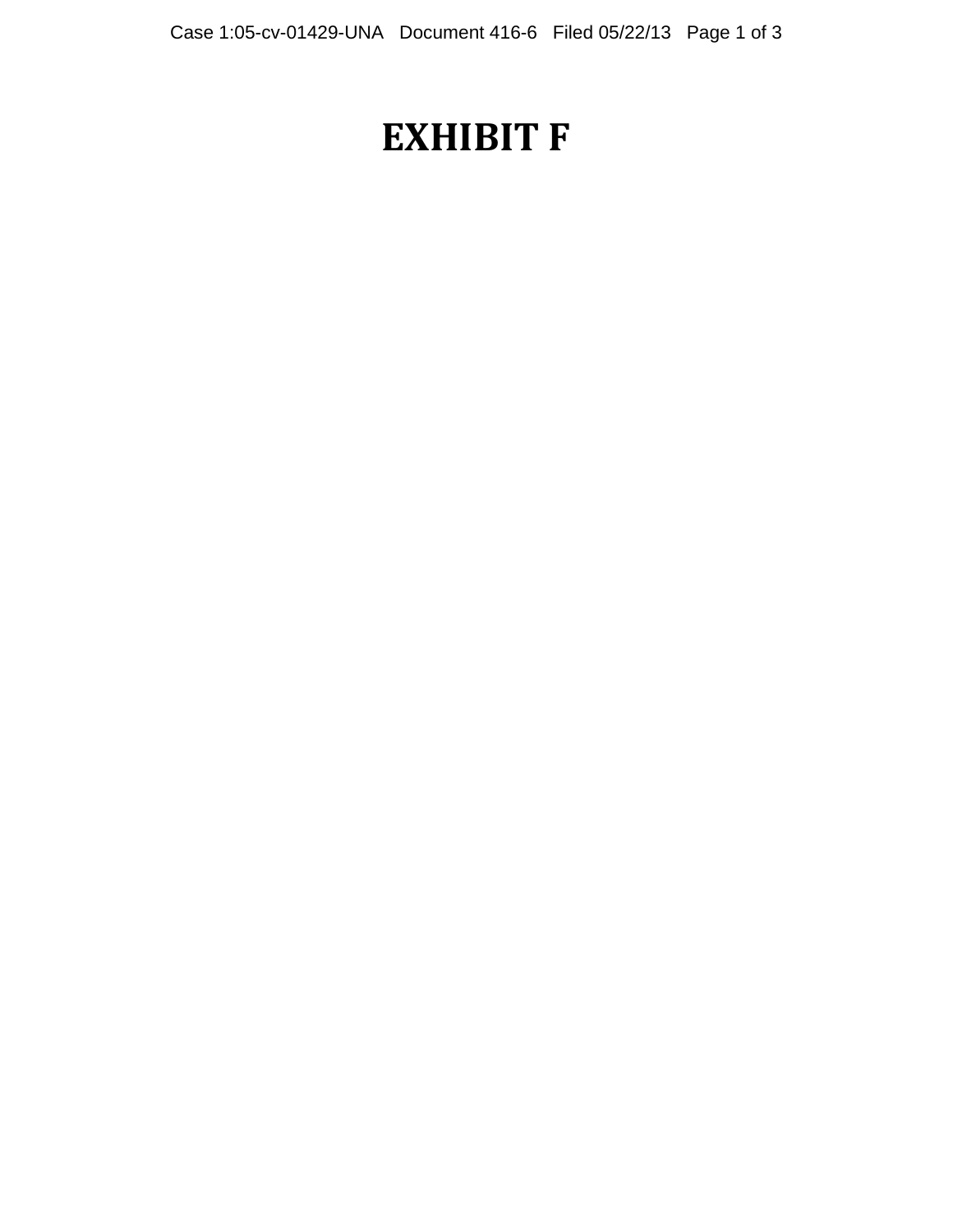# EXHIBIT F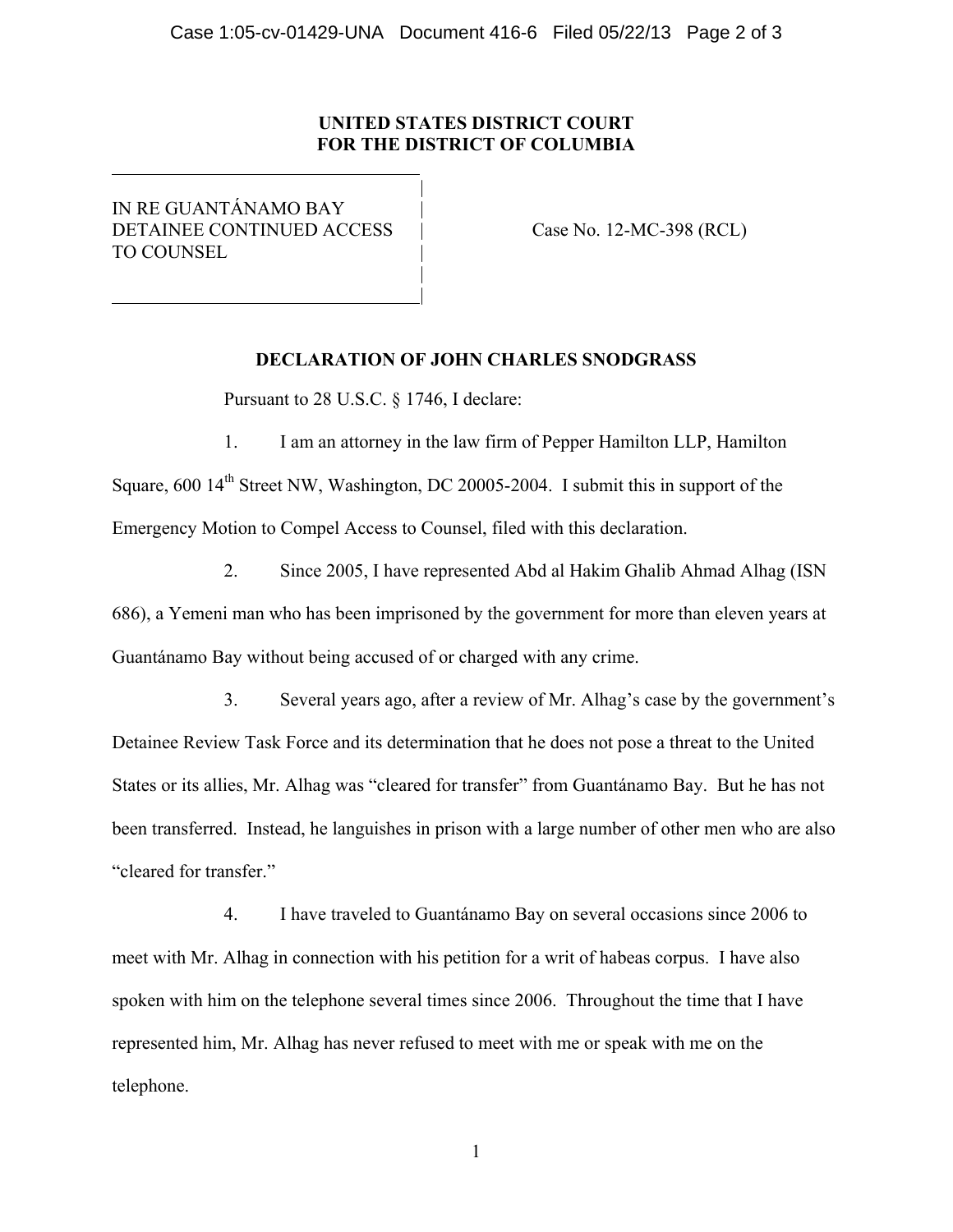**UNITED STATES DISTRICT COURT**
**FOR THE DISTRICT OF COLUMBIA**

IN RE GUANTÁNAMO BAY DETAINEE CONTINUED ACCESS TO COUNSEL

Case No. 12-MC-398 (RCL)

**DECLARATION OF JOHN CHARLES SNODGRASS**

Pursuant to 28 U.S.C. § 1746, I declare:

1. I am an attorney in the law firm of Pepper Hamilton LLP, Hamilton Square, 600 14th Street NW, Washington, DC 20005-2004. I submit this in support of the Emergency Motion to Compel Access to Counsel, filed with this declaration.

2. Since 2005, I have represented Abd al Hakim Ghalib Ahmad Alhag (ISN 686), a Yemeni man who has been imprisoned by the government for more than eleven years at Guantánamo Bay without being accused of or charged with any crime.

3. Several years ago, after a review of Mr. Alhag's case by the government's Detainee Review Task Force and its determination that he does not pose a threat to the United States or its allies, Mr. Alhag was "cleared for transfer" from Guantánamo Bay. But he has not been transferred. Instead, he languishes in prison with a large number of other men who are also "cleared for transfer."

4. I have traveled to Guantánamo Bay on several occasions since 2006 to meet with Mr. Alhag in connection with his petition for a writ of habeas corpus. I have also spoken with him on the telephone several times since 2006. Throughout the time that I have represented him, Mr. Alhag has never refused to meet with me or speak with me on the telephone.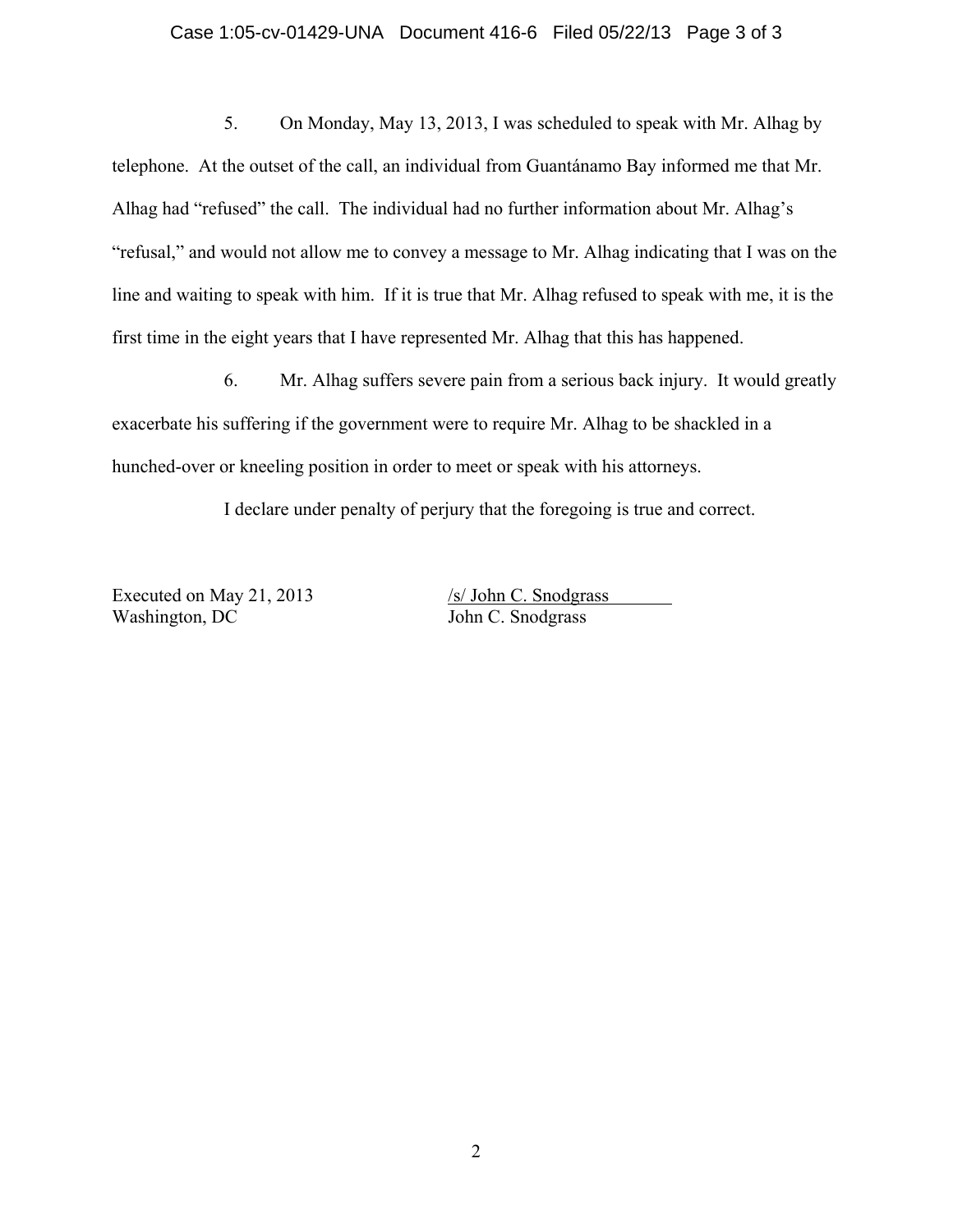5. On Monday, May 13, 2013, I was scheduled to speak with Mr. Alhag by telephone. At the outset of the call, an individual from Guantánamo Bay informed me that Mr. Alhag had "refused" the call. The individual had no further information about Mr. Alhag's "refusal," and would not allow me to convey a message to Mr. Alhag indicating that I was on the line and waiting to speak with him. If it is true that Mr. Alhag refused to speak with me, it is the first time in the eight years that I have represented Mr. Alhag that this has happened.

6. Mr. Alhag suffers severe pain from a serious back injury. It would greatly exacerbate his suffering if the government were to require Mr. Alhag to be shackled in a hunched-over or kneeling position in order to meet or speak with his attorneys.

I declare under penalty of perjury that the foregoing is true and correct.

Executed on May 21, 2013
Washington, DC

/s/ John C. Snodgrass
John C. Snodgrass